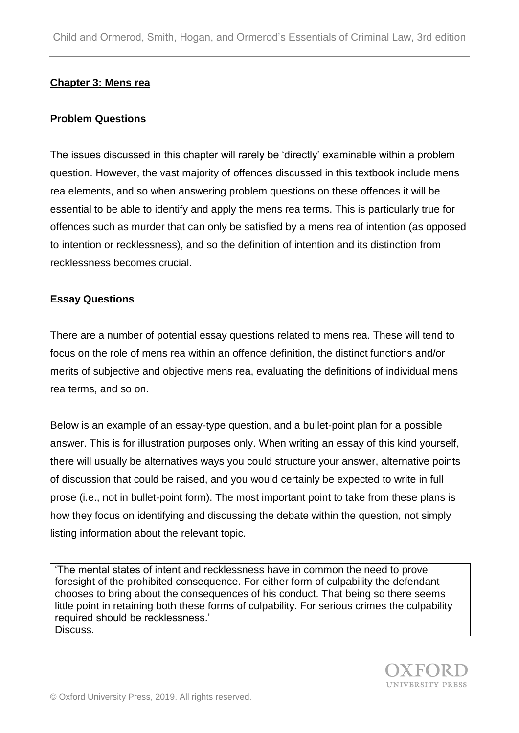## Chapter 3: Mens rea

### Problem Questions

The issues discussed in this chapter will rarely be 'directly' examinable within a problem question. However, the vast majority of offences discussed in this textbook include mens rea elements, and so when answering problem questions on these offences it will be essential to be able to identify and apply the mens rea terms. This is particularly true for offences such as murder that can only be satisfied by a mens rea of intention (as opposed to intention or recklessness), and so the definition of intention and its distinction from recklessness becomes crucial.

### Essay Questions

There are a number of potential essay questions related to mens rea. These will tend to focus on the role of mens rea within an offence definition, the distinct functions and/or merits of subjective and objective mens rea, evaluating the definitions of individual mens rea terms, and so on.

Below is an example of an essay-type question, and a bullet-point plan for a possible answer. This is for illustration purposes only. When writing an essay of this kind yourself, there will usually be alternatives ways you could structure your answer, alternative points of discussion that could be raised, and you would certainly be expected to write in full prose (i.e., not in bullet-point form). The most important point to take from these plans is how they focus on identifying and discussing the debate within the question, not simply listing information about the relevant topic.

> 'The mental states of intent and recklessness have in common the need to prove foresight of the prohibited consequence. For either form of culpability the defendant chooses to bring about the consequences of his conduct. That being so there seems little point in retaining both these forms of culpability. For serious crimes the culpability required should be recklessness.'
> Discuss.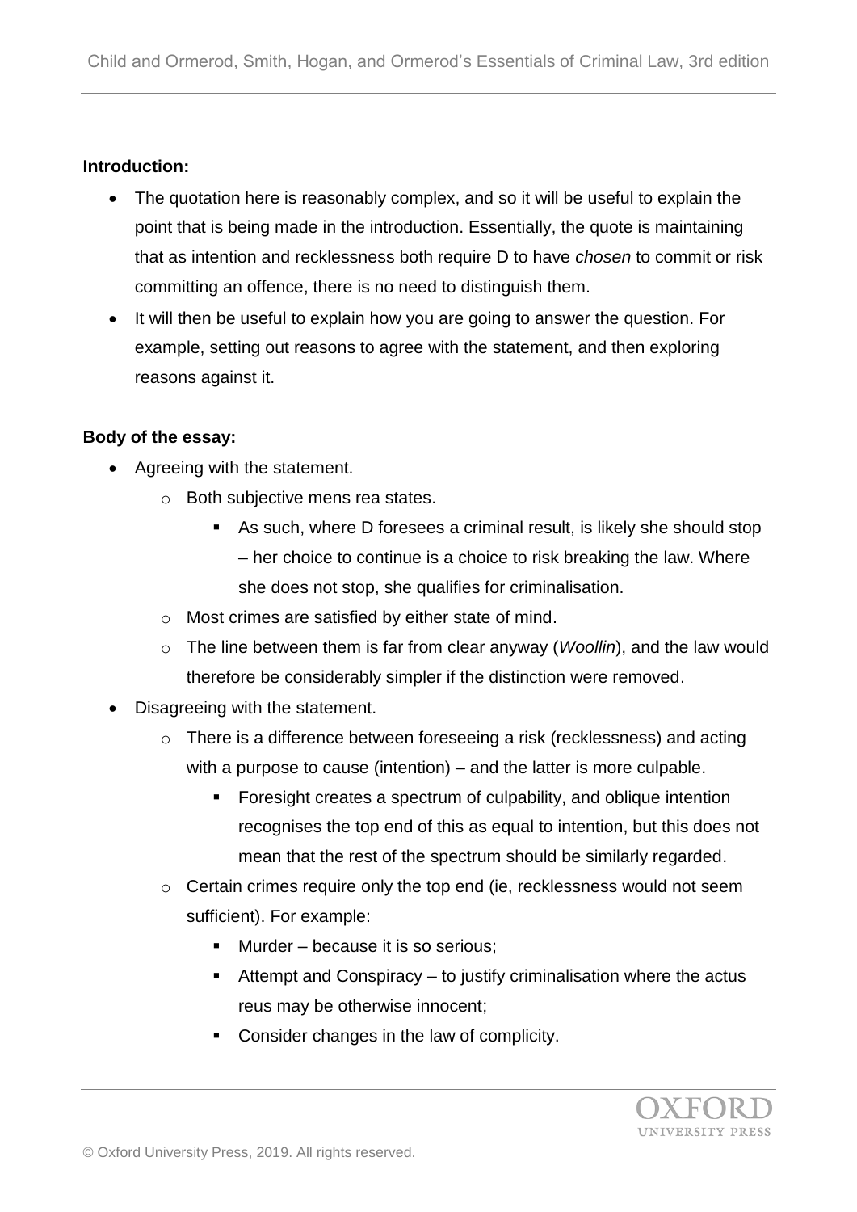**Introduction:**

- The quotation here is reasonably complex, and so it will be useful to explain the point that is being made in the introduction. Essentially, the quote is maintaining that as intention and recklessness both require D to have *chosen* to commit or risk committing an offence, there is no need to distinguish them.
- It will then be useful to explain how you are going to answer the question. For example, setting out reasons to agree with the statement, and then exploring reasons against it.

**Body of the essay:**

- Agreeing with the statement.
  - Both subjective mens rea states.
    - As such, where D foresees a criminal result, is likely she should stop – her choice to continue is a choice to risk breaking the law. Where she does not stop, she qualifies for criminalisation.
  - Most crimes are satisfied by either state of mind.
  - The line between them is far from clear anyway (*Woollin*), and the law would therefore be considerably simpler if the distinction were removed.
- Disagreeing with the statement.
  - There is a difference between foreseeing a risk (recklessness) and acting with a purpose to cause (intention) – and the latter is more culpable.
    - Foresight creates a spectrum of culpability, and oblique intention recognises the top end of this as equal to intention, but this does not mean that the rest of the spectrum should be similarly regarded.
  - Certain crimes require only the top end (ie, recklessness would not seem sufficient). For example:
    - Murder – because it is so serious;
    - Attempt and Conspiracy – to justify criminalisation where the actus reus may be otherwise innocent;
    - Consider changes in the law of complicity.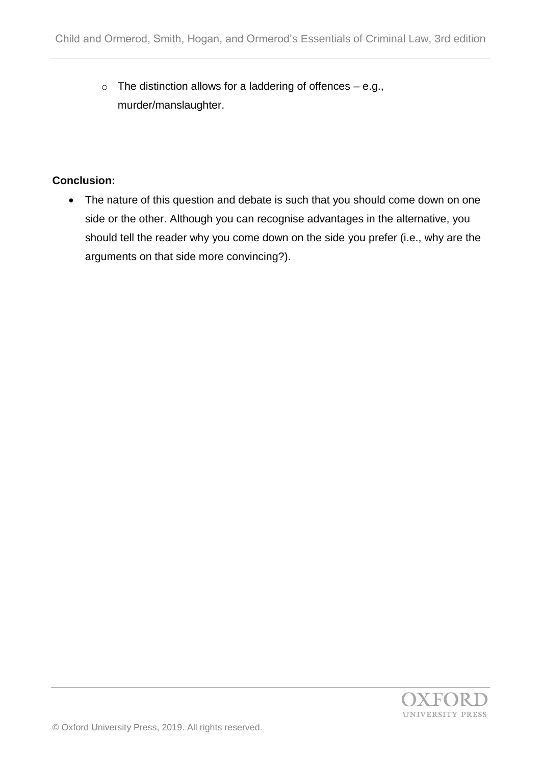- The distinction allows for a laddering of offences – e.g., murder/manslaughter.

**Conclusion:**

- The nature of this question and debate is such that you should come down on one side or the other. Although you can recognise advantages in the alternative, you should tell the reader why you come down on the side you prefer (i.e., why are the arguments on that side more convincing?).